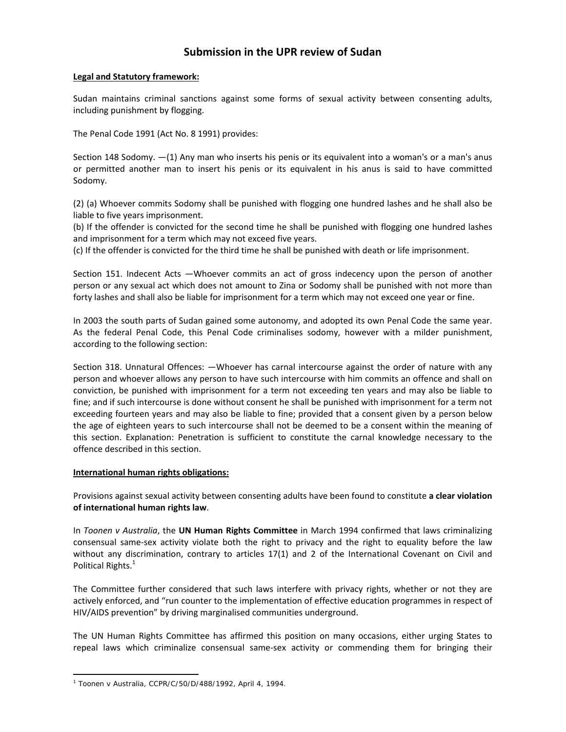# Submission in the UPR review of Sudan

**Legal and Statutory framework:**

Sudan maintains criminal sanctions against some forms of sexual activity between consenting adults, including punishment by flogging.

The Penal Code 1991 (Act No. 8 1991) provides:

Section 148 Sodomy. —(1) Any man who inserts his penis or its equivalent into a woman's or a man's anus or permitted another man to insert his penis or its equivalent in his anus is said to have committed Sodomy.

(2) (a) Whoever commits Sodomy shall be punished with flogging one hundred lashes and he shall also be liable to five years imprisonment.
(b) If the offender is convicted for the second time he shall be punished with flogging one hundred lashes and imprisonment for a term which may not exceed five years.
(c) If the offender is convicted for the third time he shall be punished with death or life imprisonment.

Section 151. Indecent Acts —Whoever commits an act of gross indecency upon the person of another person or any sexual act which does not amount to Zina or Sodomy shall be punished with not more than forty lashes and shall also be liable for imprisonment for a term which may not exceed one year or fine.

In 2003 the south parts of Sudan gained some autonomy, and adopted its own Penal Code the same year. As the federal Penal Code, this Penal Code criminalises sodomy, however with a milder punishment, according to the following section:

Section 318. Unnatural Offences: —Whoever has carnal intercourse against the order of nature with any person and whoever allows any person to have such intercourse with him commits an offence and shall on conviction, be punished with imprisonment for a term not exceeding ten years and may also be liable to fine; and if such intercourse is done without consent he shall be punished with imprisonment for a term not exceeding fourteen years and may also be liable to fine; provided that a consent given by a person below the age of eighteen years to such intercourse shall not be deemed to be a consent within the meaning of this section. Explanation: Penetration is sufficient to constitute the carnal knowledge necessary to the offence described in this section.

**International human rights obligations:**

Provisions against sexual activity between consenting adults have been found to constitute **a clear violation of international human rights law**.

In *Toonen v Australia*, the **UN Human Rights Committee** in March 1994 confirmed that laws criminalizing consensual same-sex activity violate both the right to privacy and the right to equality before the law without any discrimination, contrary to articles 17(1) and 2 of the International Covenant on Civil and Political Rights.[1]

The Committee further considered that such laws interfere with privacy rights, whether or not they are actively enforced, and "run counter to the implementation of effective education programmes in respect of HIV/AIDS prevention" by driving marginalised communities underground.

The UN Human Rights Committee has affirmed this position on many occasions, either urging States to repeal laws which criminalize consensual same-sex activity or commending them for bringing their

[1] Toonen v Australia, CCPR/C/50/D/488/1992, April 4, 1994.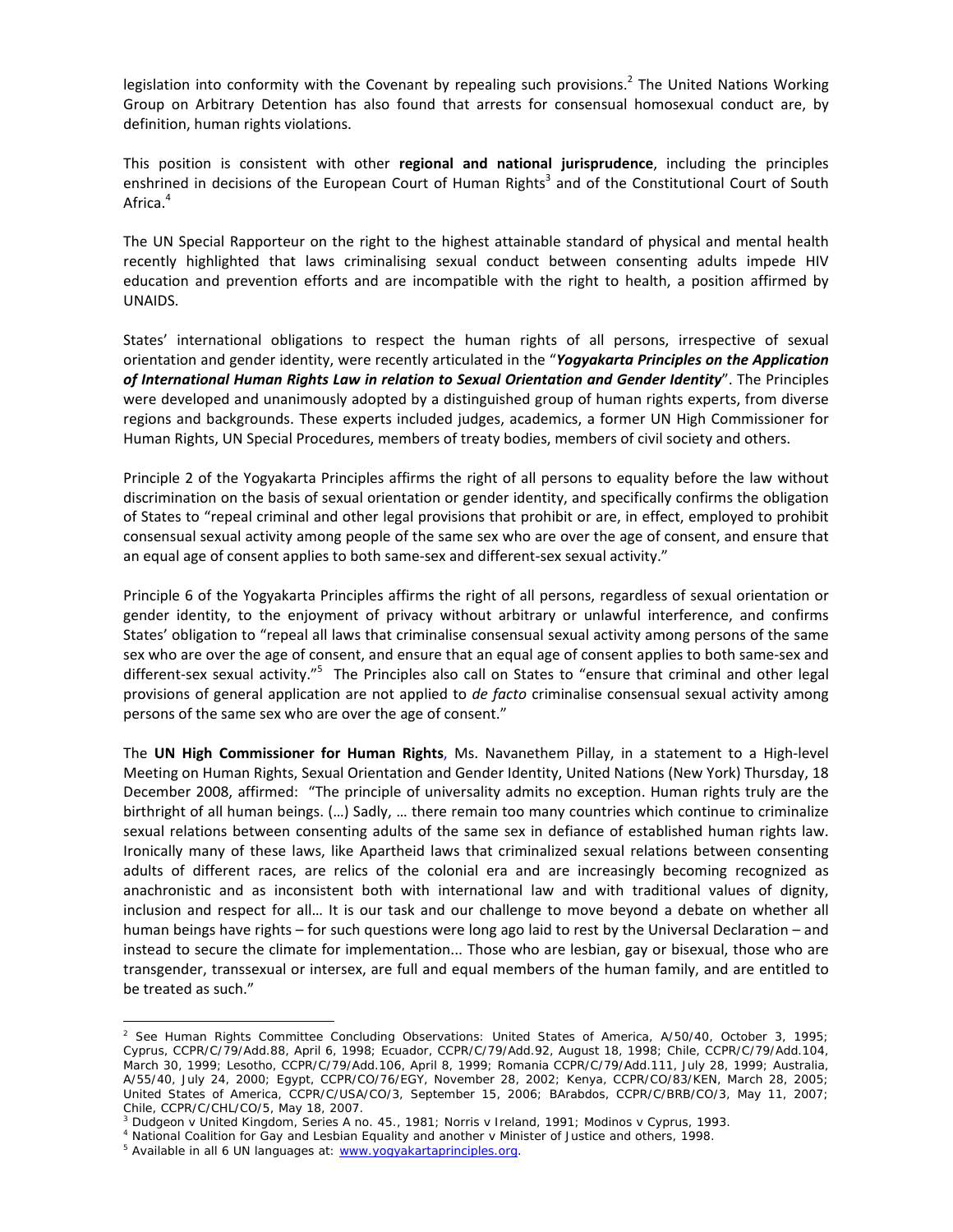legislation into conformity with the Covenant by repealing such provisions.[2] The United Nations Working Group on Arbitrary Detention has also found that arrests for consensual homosexual conduct are, by definition, human rights violations.

This position is consistent with other **regional and national jurisprudence**, including the principles enshrined in decisions of the European Court of Human Rights[3] and of the Constitutional Court of South Africa.[4]

The UN Special Rapporteur on the right to the highest attainable standard of physical and mental health recently highlighted that laws criminalising sexual conduct between consenting adults impede HIV education and prevention efforts and are incompatible with the right to health, a position affirmed by UNAIDS.

States' international obligations to respect the human rights of all persons, irrespective of sexual orientation and gender identity, were recently articulated in the "***Yogyakarta Principles on the Application of International Human Rights Law in relation to Sexual Orientation and Gender Identity***". The Principles were developed and unanimously adopted by a distinguished group of human rights experts, from diverse regions and backgrounds. These experts included judges, academics, a former UN High Commissioner for Human Rights, UN Special Procedures, members of treaty bodies, members of civil society and others.

Principle 2 of the Yogyakarta Principles affirms the right of all persons to equality before the law without discrimination on the basis of sexual orientation or gender identity, and specifically confirms the obligation of States to "repeal criminal and other legal provisions that prohibit or are, in effect, employed to prohibit consensual sexual activity among people of the same sex who are over the age of consent, and ensure that an equal age of consent applies to both same-sex and different-sex sexual activity."

Principle 6 of the Yogyakarta Principles affirms the right of all persons, regardless of sexual orientation or gender identity, to the enjoyment of privacy without arbitrary or unlawful interference, and confirms States' obligation to "repeal all laws that criminalise consensual sexual activity among persons of the same sex who are over the age of consent, and ensure that an equal age of consent applies to both same-sex and different-sex sexual activity."[5] The Principles also call on States to "ensure that criminal and other legal provisions of general application are not applied to *de facto* criminalise consensual sexual activity among persons of the same sex who are over the age of consent."

The **UN High Commissioner for Human Rights**, Ms. Navanethem Pillay, in a statement to a High-level Meeting on Human Rights, Sexual Orientation and Gender Identity, United Nations (New York) Thursday, 18 December 2008, affirmed: "The principle of universality admits no exception. Human rights truly are the birthright of all human beings. (…) Sadly, … there remain too many countries which continue to criminalize sexual relations between consenting adults of the same sex in defiance of established human rights law. Ironically many of these laws, like Apartheid laws that criminalized sexual relations between consenting adults of different races, are relics of the colonial era and are increasingly becoming recognized as anachronistic and as inconsistent both with international law and with traditional values of dignity, inclusion and respect for all… It is our task and our challenge to move beyond a debate on whether all human beings have rights – for such questions were long ago laid to rest by the Universal Declaration – and instead to secure the climate for implementation... Those who are lesbian, gay or bisexual, those who are transgender, transsexual or intersex, are full and equal members of the human family, and are entitled to be treated as such."

---

[2] See Human Rights Committee Concluding Observations: United States of America, A/50/40, October 3, 1995; Cyprus, CCPR/C/79/Add.88, April 6, 1998; Ecuador, CCPR/C/79/Add.92, August 18, 1998; Chile, CCPR/C/79/Add.104, March 30, 1999; Lesotho, CCPR/C/79/Add.106, April 8, 1999; Romania CCPR/C/79/Add.111, July 28, 1999; Australia, A/55/40, July 24, 2000; Egypt, CCPR/CO/76/EGY, November 28, 2002; Kenya, CCPR/CO/83/KEN, March 28, 2005; United States of America, CCPR/C/USA/CO/3, September 15, 2006; BArabdos, CCPR/C/BRB/CO/3, May 11, 2007; Chile, CCPR/C/CHL/CO/5, May 18, 2007.

[3] Dudgeon v United Kingdom, Series A no. 45., 1981; Norris v Ireland, 1991; Modinos v Cyprus, 1993.

[4] National Coalition for Gay and Lesbian Equality and another v Minister of Justice and others, 1998.

[5] Available in all 6 UN languages at: www.yogyakartaprinciples.org.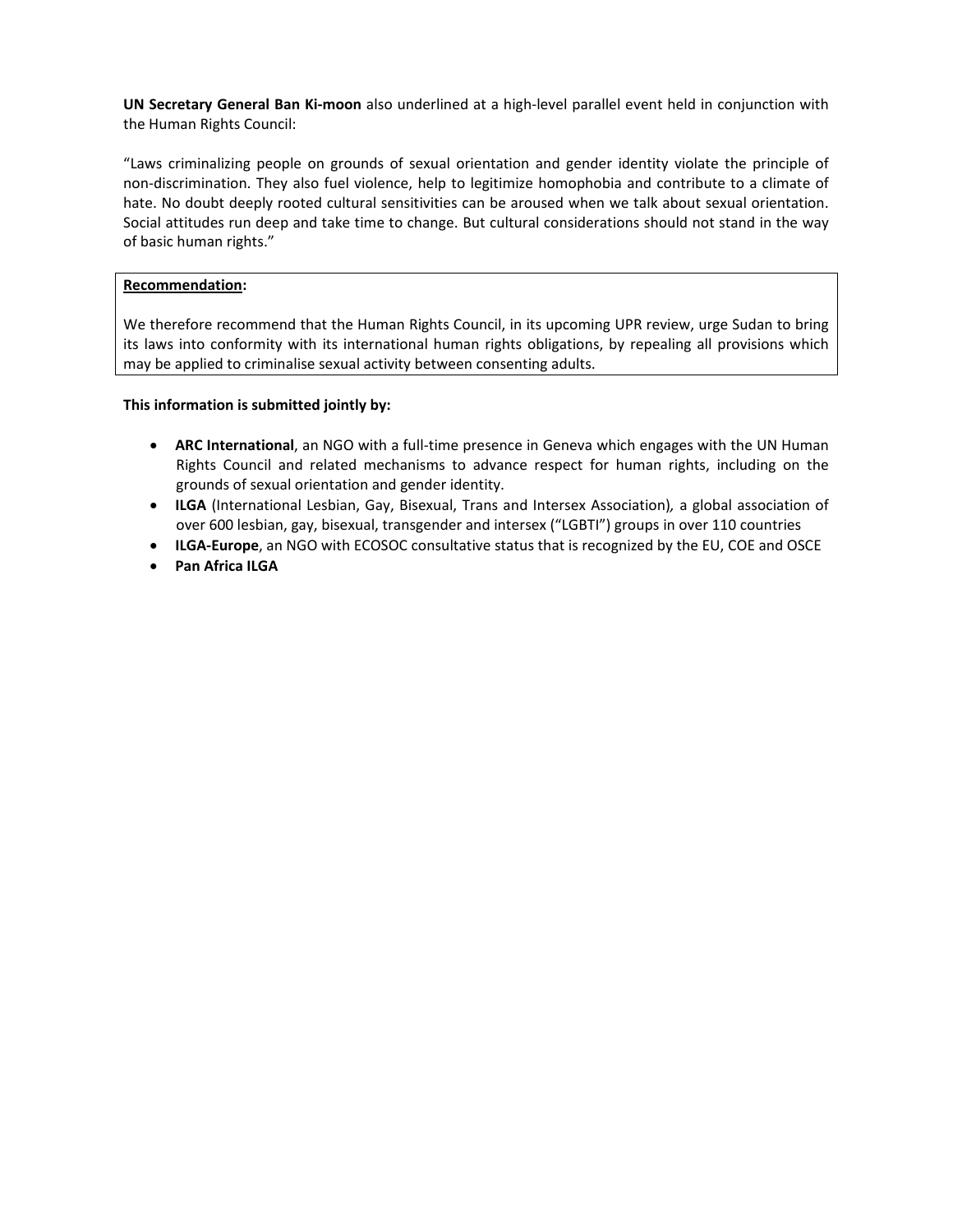**UN Secretary General Ban Ki-moon** also underlined at a high-level parallel event held in conjunction with the Human Rights Council:

"Laws criminalizing people on grounds of sexual orientation and gender identity violate the principle of non-discrimination. They also fuel violence, help to legitimize homophobia and contribute to a climate of hate. No doubt deeply rooted cultural sensitivities can be aroused when we talk about sexual orientation. Social attitudes run deep and take time to change. But cultural considerations should not stand in the way of basic human rights."

**Recommendation:**

We therefore recommend that the Human Rights Council, in its upcoming UPR review, urge Sudan to bring its laws into conformity with its international human rights obligations, by repealing all provisions which may be applied to criminalise sexual activity between consenting adults.

**This information is submitted jointly by:**

- **ARC International**, an NGO with a full-time presence in Geneva which engages with the UN Human Rights Council and related mechanisms to advance respect for human rights, including on the grounds of sexual orientation and gender identity.
- **ILGA** (International Lesbian, Gay, Bisexual, Trans and Intersex Association), a global association of over 600 lesbian, gay, bisexual, transgender and intersex ("LGBTI") groups in over 110 countries
- **ILGA-Europe**, an NGO with ECOSOC consultative status that is recognized by the EU, COE and OSCE
- **Pan Africa ILGA**